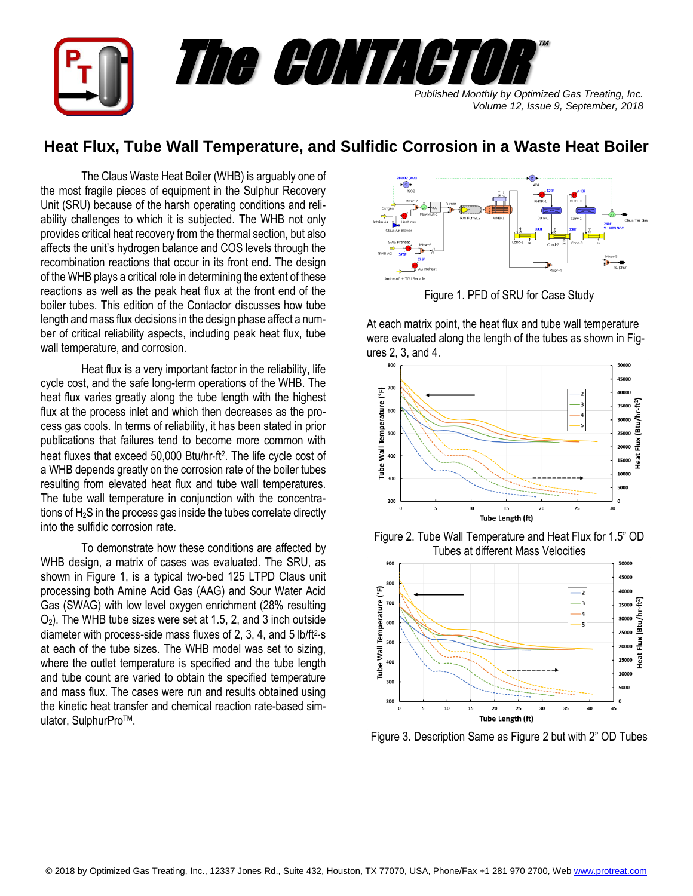# The CONTACTOR™

*Published Monthly by Optimized Gas Treating, Inc.*
*Volume 12, Issue 9, September, 2018*

## Heat Flux, Tube Wall Temperature, and Sulfidic Corrosion in a Waste Heat Boiler

The Claus Waste Heat Boiler (WHB) is arguably one of the most fragile pieces of equipment in the Sulphur Recovery Unit (SRU) because of the harsh operating conditions and reliability challenges to which it is subjected. The WHB not only provides critical heat recovery from the thermal section, but also affects the unit's hydrogen balance and COS levels through the recombination reactions that occur in its front end. The design of the WHB plays a critical role in determining the extent of these reactions as well as the peak heat flux at the front end of the boiler tubes. This edition of the Contactor discusses how tube length and mass flux decisions in the design phase affect a number of critical reliability aspects, including peak heat flux, tube wall temperature, and corrosion.

Heat flux is a very important factor in the reliability, life cycle cost, and the safe long-term operations of the WHB. The heat flux varies greatly along the tube length with the highest flux at the process inlet and which then decreases as the process gas cools. In terms of reliability, it has been stated in prior publications that failures tend to become more common with heat fluxes that exceed 50,000 Btu/hr·ft$^2$. The life cycle cost of a WHB depends greatly on the corrosion rate of the boiler tubes resulting from elevated heat flux and tube wall temperatures. The tube wall temperature in conjunction with the concentrations of $H_2S$ in the process gas inside the tubes correlate directly into the sulfidic corrosion rate.

To demonstrate how these conditions are affected by WHB design, a matrix of cases was evaluated. The SRU, as shown in Figure 1, is a typical two-bed 125 LTPD Claus unit processing both Amine Acid Gas (AAG) and Sour Water Acid Gas (SWAG) with low level oxygen enrichment (28% resulting $O_2$). The WHB tube sizes were set at 1.5, 2, and 3 inch outside diameter with process-side mass fluxes of 2, 3, 4, and 5 lb/ft$^2$·s at each of the tube sizes. The WHB model was set to sizing, where the outlet temperature is specified and the tube length and tube count are varied to obtain the specified temperature and mass flux. The cases were run and results obtained using the kinetic heat transfer and chemical reaction rate-based simulator, SulphurPro™.

Figure 1. PFD of SRU for Case Study

At each matrix point, the heat flux and tube wall temperature were evaluated along the length of the tubes as shown in Figures 2, 3, and 4.

Figure 2. Tube Wall Temperature and Heat Flux for 1.5" OD Tubes at different Mass Velocities

Figure 3. Description Same as Figure 2 but with 2" OD Tubes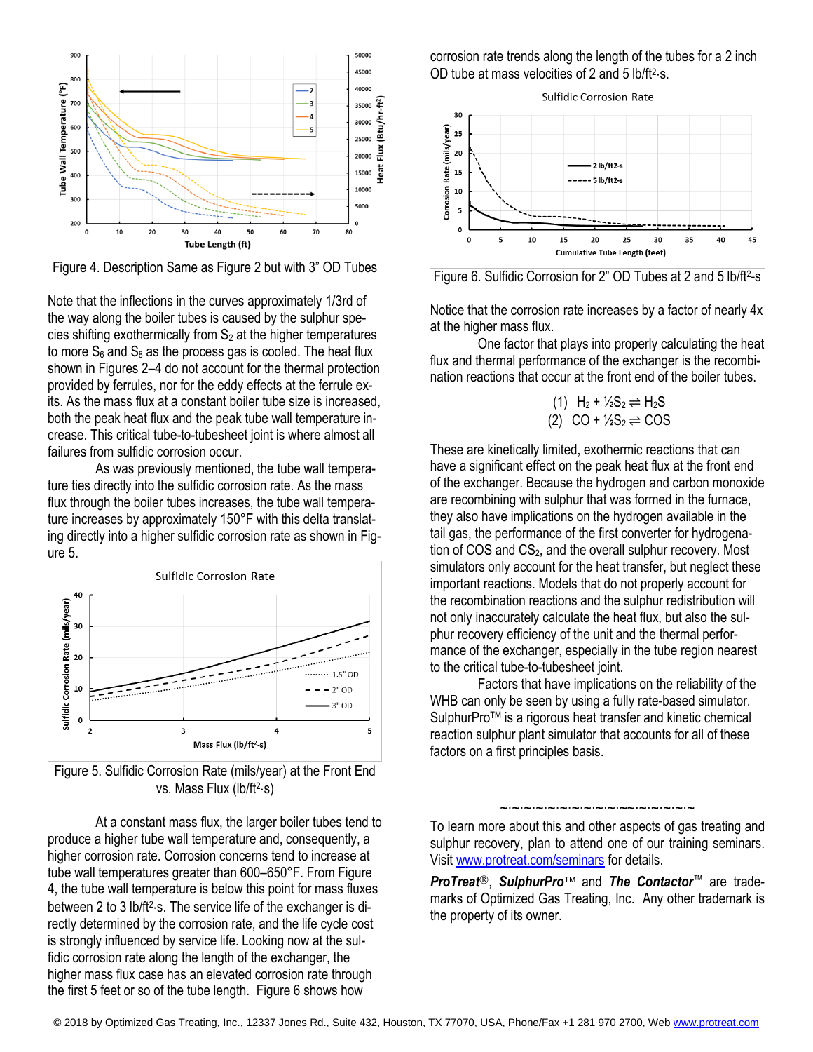900
800
700
600
500
400
300
200

Tube Wall Temperature (°F)

50000
45000
40000
35000
30000
25000
20000
15000
10000
5000
0

Heat Flux (Btu/hr-ft²)

0 10 20 30 40 50 60 70 80

Tube Length (ft)

2
3
4
5

Figure 4. Description Same as Figure 2 but with 3" OD Tubes

Note that the inflections in the curves approximately 1/3rd of the way along the boiler tubes is caused by the sulphur species shifting exothermically from $S_2$ at the higher temperatures to more $S_6$ and $S_8$ as the process gas is cooled. The heat flux shown in Figures 2–4 do not account for the thermal protection provided by ferrules, nor for the eddy effects at the ferrule exits. As the mass flux at a constant boiler tube size is increased, both the peak heat flux and the peak tube wall temperature increase. This critical tube-to-tubesheet joint is where almost all failures from sulfidic corrosion occur.

As was previously mentioned, the tube wall temperature ties directly into the sulfidic corrosion rate. As the mass flux through the boiler tubes increases, the tube wall temperature increases by approximately 150°F with this delta translating directly into a higher sulfidic corrosion rate as shown in Figure 5.

Sulfidic Corrosion Rate

40
30
20
10
0

Sulfidic Corrosion Rate (mils/year)

2 3 4 5

Mass Flux (lb/ft²-s)

1.5" OD
2" OD
3" OD

Figure 5. Sulfidic Corrosion Rate (mils/year) at the Front End vs. Mass Flux (lb/ft²·s)

At a constant mass flux, the larger boiler tubes tend to produce a higher tube wall temperature and, consequently, a higher corrosion rate. Corrosion concerns tend to increase at tube wall temperatures greater than 600–650°F. From Figure 4, the tube wall temperature is below this point for mass fluxes between 2 to 3 lb/ft²·s. The service life of the exchanger is directly determined by the corrosion rate, and the life cycle cost is strongly influenced by service life. Looking now at the sulfidic corrosion rate along the length of the exchanger, the higher mass flux case has an elevated corrosion rate through the first 5 feet or so of the tube length. Figure 6 shows how corrosion rate trends along the length of the tubes for a 2 inch OD tube at mass velocities of 2 and 5 lb/ft²·s.

Sulfidic Corrosion Rate

30
25
20
15
10
5
0

Corrosion Rate (mils/year)

0 5 10 15 20 25 30 35 40 45

Cumulative Tube Length (feet)

2 lb/ft2-s
5 lb/ft2-s

Figure 6. Sulfidic Corrosion for 2" OD Tubes at 2 and 5 lb/ft²-s

Notice that the corrosion rate increases by a factor of nearly 4x at the higher mass flux.

One factor that plays into properly calculating the heat flux and thermal performance of the exchanger is the recombination reactions that occur at the front end of the boiler tubes.

$$\text{(1)} \quad H_2 + \tfrac{1}{2}S_2 \rightleftharpoons H_2S$$

$$\text{(2)} \quad CO + \tfrac{1}{2}S_2 \rightleftharpoons COS$$

These are kinetically limited, exothermic reactions that can have a significant effect on the peak heat flux at the front end of the exchanger. Because the hydrogen and carbon monoxide are recombining with sulphur that was formed in the furnace, they also have implications on the hydrogen available in the tail gas, the performance of the first converter for hydrogenation of COS and $CS_2$, and the overall sulphur recovery. Most simulators only account for the heat transfer, but neglect these important reactions. Models that do not properly account for the recombination reactions and the sulphur redistribution will not only inaccurately calculate the heat flux, but also the sulphur recovery efficiency of the unit and the thermal performance of the exchanger, especially in the tube region nearest to the critical tube-to-tubesheet joint.

Factors that have implications on the reliability of the WHB can only be seen by using a fully rate-based simulator. SulphurPro™ is a rigorous heat transfer and kinetic chemical reaction sulphur plant simulator that accounts for all of these factors on a first principles basis.

~·~·~·~·~·~·~·~·~·~·~·~·~·~·~·~·~·~·~·~·~

To learn more about this and other aspects of gas treating and sulphur recovery, plan to attend one of our training seminars. Visit www.protreat.com/seminars for details.

***ProTreat***®, ***SulphurPro***™ and ***The Contactor***™ are trademarks of Optimized Gas Treating, Inc. Any other trademark is the property of its owner.

© 2018 by Optimized Gas Treating, Inc., 12337 Jones Rd., Suite 432, Houston, TX 77070, USA, Phone/Fax +1 281 970 2700, Web www.protreat.com